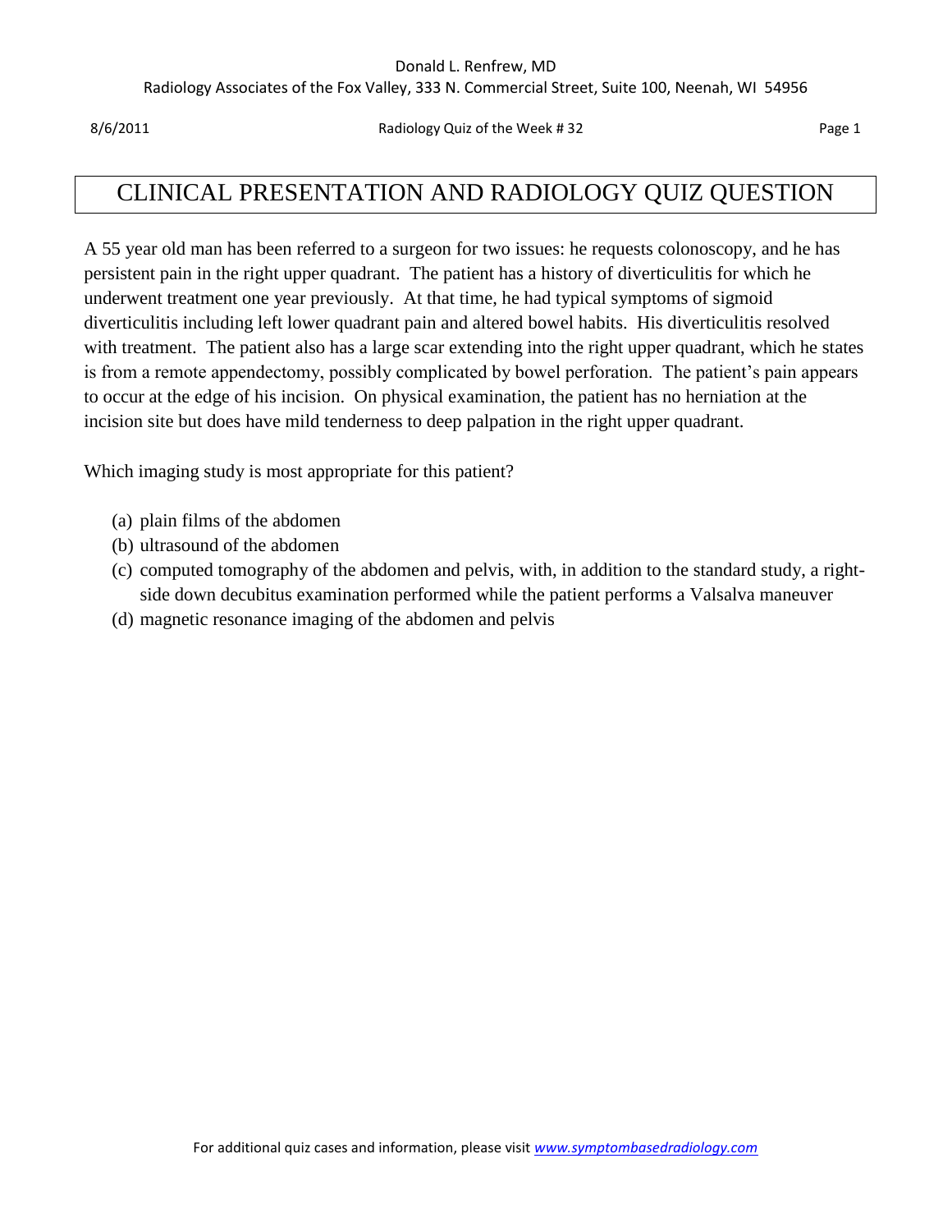# CLINICAL PRESENTATION AND RADIOLOGY QUIZ QUESTION

A 55 year old man has been referred to a surgeon for two issues: he requests colonoscopy, and he has persistent pain in the right upper quadrant. The patient has a history of diverticulitis for which he underwent treatment one year previously. At that time, he had typical symptoms of sigmoid diverticulitis including left lower quadrant pain and altered bowel habits. His diverticulitis resolved with treatment. The patient also has a large scar extending into the right upper quadrant, which he states is from a remote appendectomy, possibly complicated by bowel perforation. The patient's pain appears to occur at the edge of his incision. On physical examination, the patient has no herniation at the incision site but does have mild tenderness to deep palpation in the right upper quadrant.

Which imaging study is most appropriate for this patient?

(a) plain films of the abdomen
(b) ultrasound of the abdomen
(c) computed tomography of the abdomen and pelvis, with, in addition to the standard study, a right-side down decubitus examination performed while the patient performs a Valsalva maneuver
(d) magnetic resonance imaging of the abdomen and pelvis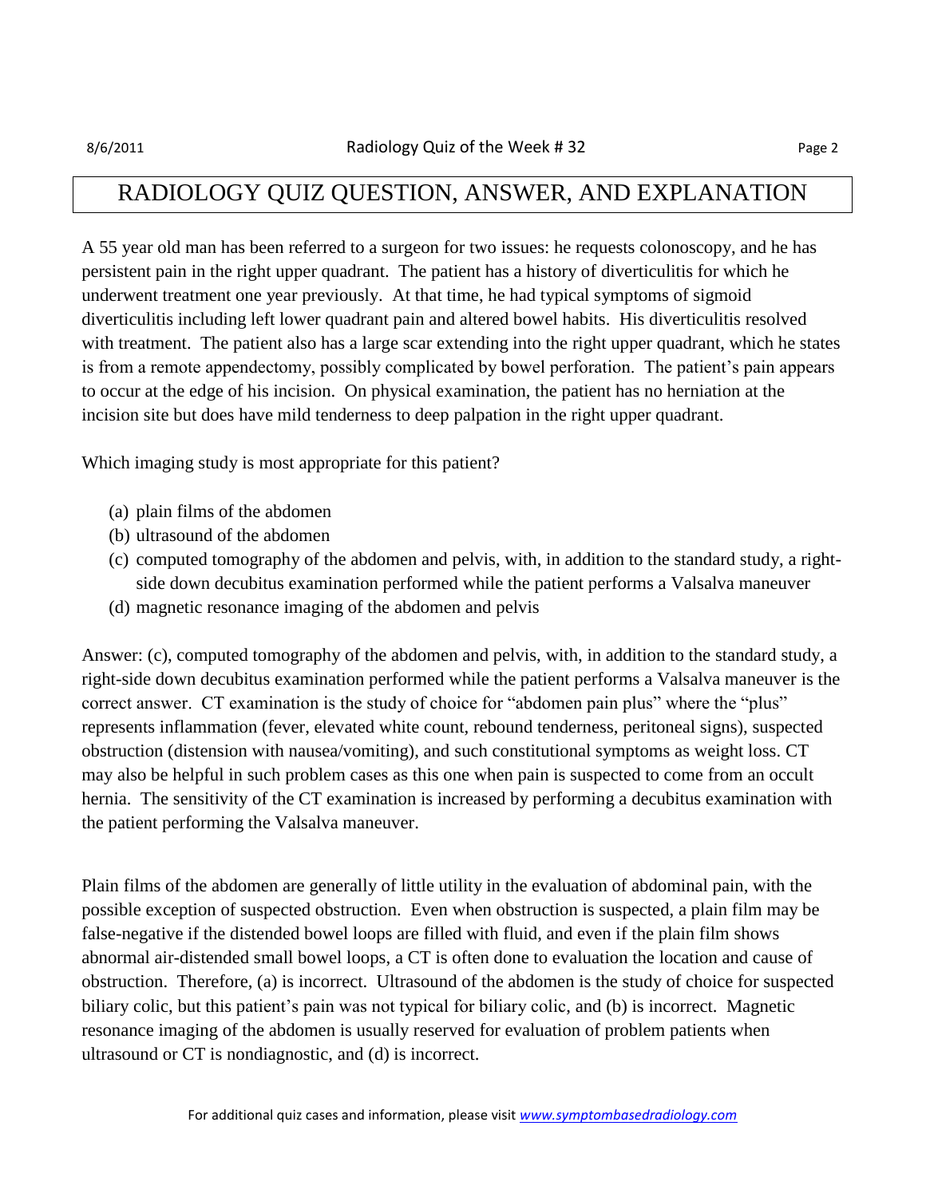# RADIOLOGY QUIZ QUESTION, ANSWER, AND EXPLANATION

A 55 year old man has been referred to a surgeon for two issues: he requests colonoscopy, and he has persistent pain in the right upper quadrant. The patient has a history of diverticulitis for which he underwent treatment one year previously. At that time, he had typical symptoms of sigmoid diverticulitis including left lower quadrant pain and altered bowel habits. His diverticulitis resolved with treatment. The patient also has a large scar extending into the right upper quadrant, which he states is from a remote appendectomy, possibly complicated by bowel perforation. The patient's pain appears to occur at the edge of his incision. On physical examination, the patient has no herniation at the incision site but does have mild tenderness to deep palpation in the right upper quadrant.

Which imaging study is most appropriate for this patient?

(a) plain films of the abdomen
(b) ultrasound of the abdomen
(c) computed tomography of the abdomen and pelvis, with, in addition to the standard study, a right-side down decubitus examination performed while the patient performs a Valsalva maneuver
(d) magnetic resonance imaging of the abdomen and pelvis

Answer: (c), computed tomography of the abdomen and pelvis, with, in addition to the standard study, a right-side down decubitus examination performed while the patient performs a Valsalva maneuver is the correct answer. CT examination is the study of choice for "abdomen pain plus" where the "plus" represents inflammation (fever, elevated white count, rebound tenderness, peritoneal signs), suspected obstruction (distension with nausea/vomiting), and such constitutional symptoms as weight loss. CT may also be helpful in such problem cases as this one when pain is suspected to come from an occult hernia. The sensitivity of the CT examination is increased by performing a decubitus examination with the patient performing the Valsalva maneuver.

Plain films of the abdomen are generally of little utility in the evaluation of abdominal pain, with the possible exception of suspected obstruction. Even when obstruction is suspected, a plain film may be false-negative if the distended bowel loops are filled with fluid, and even if the plain film shows abnormal air-distended small bowel loops, a CT is often done to evaluation the location and cause of obstruction. Therefore, (a) is incorrect. Ultrasound of the abdomen is the study of choice for suspected biliary colic, but this patient's pain was not typical for biliary colic, and (b) is incorrect. Magnetic resonance imaging of the abdomen is usually reserved for evaluation of problem patients when ultrasound or CT is nondiagnostic, and (d) is incorrect.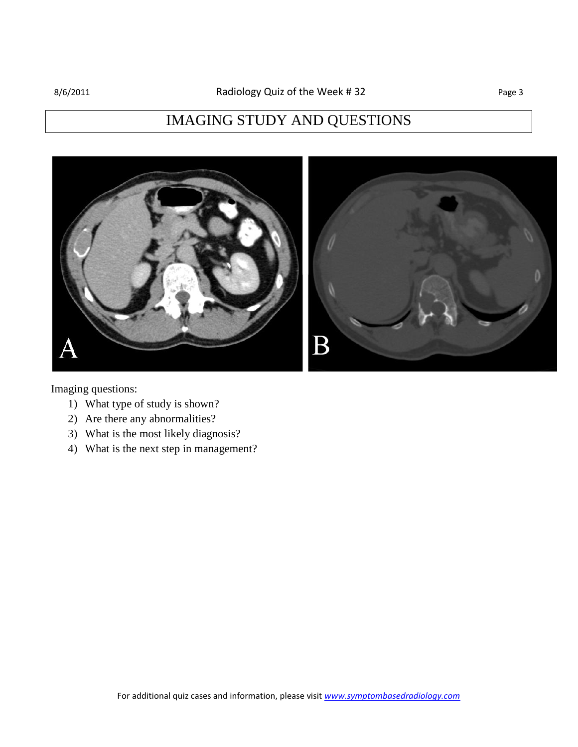# IMAGING STUDY AND QUESTIONS

Imaging questions:

1) What type of study is shown?
2) Are there any abnormalities?
3) What is the most likely diagnosis?
4) What is the next step in management?

For additional quiz cases and information, please visit www.symptombasedradiology.com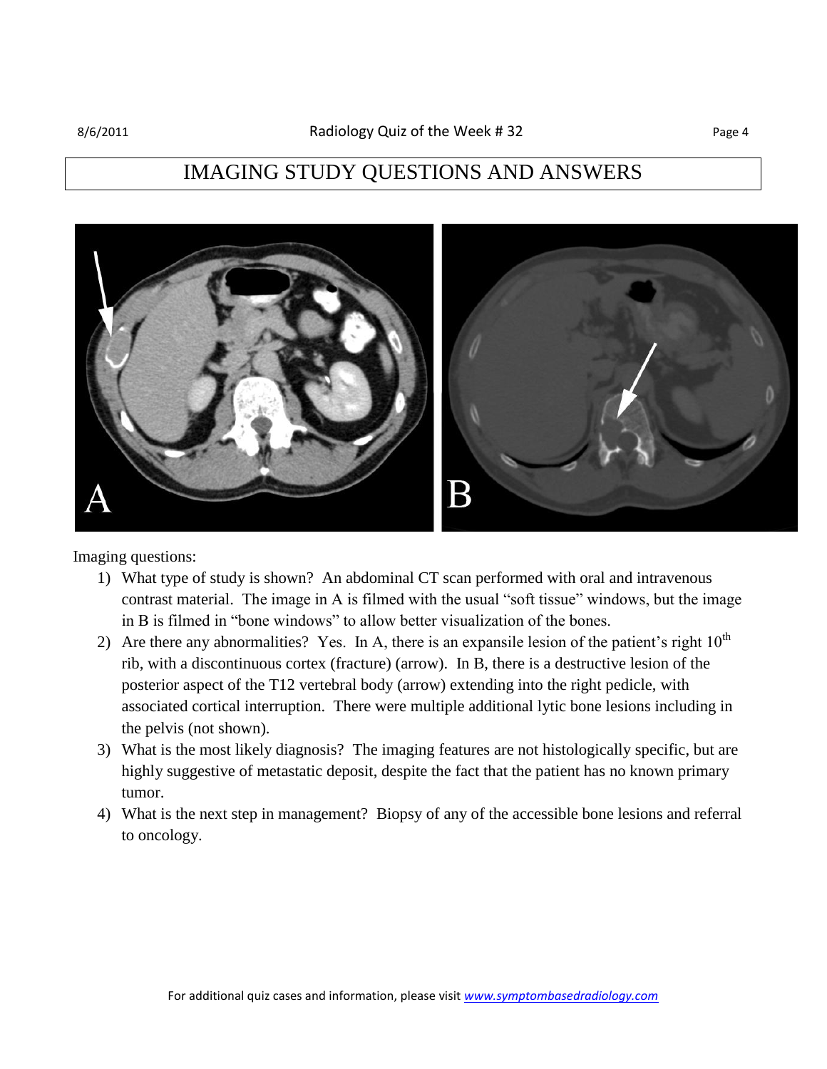# IMAGING STUDY QUESTIONS AND ANSWERS

Imaging questions:

1) What type of study is shown? An abdominal CT scan performed with oral and intravenous contrast material. The image in A is filmed with the usual "soft tissue" windows, but the image in B is filmed in "bone windows" to allow better visualization of the bones.
2) Are there any abnormalities? Yes. In A, there is an expansile lesion of the patient's right 10$^{th}$ rib, with a discontinuous cortex (fracture) (arrow). In B, there is a destructive lesion of the posterior aspect of the T12 vertebral body (arrow) extending into the right pedicle, with associated cortical interruption. There were multiple additional lytic bone lesions including in the pelvis (not shown).
3) What is the most likely diagnosis? The imaging features are not histologically specific, but are highly suggestive of metastatic deposit, despite the fact that the patient has no known primary tumor.
4) What is the next step in management? Biopsy of any of the accessible bone lesions and referral to oncology.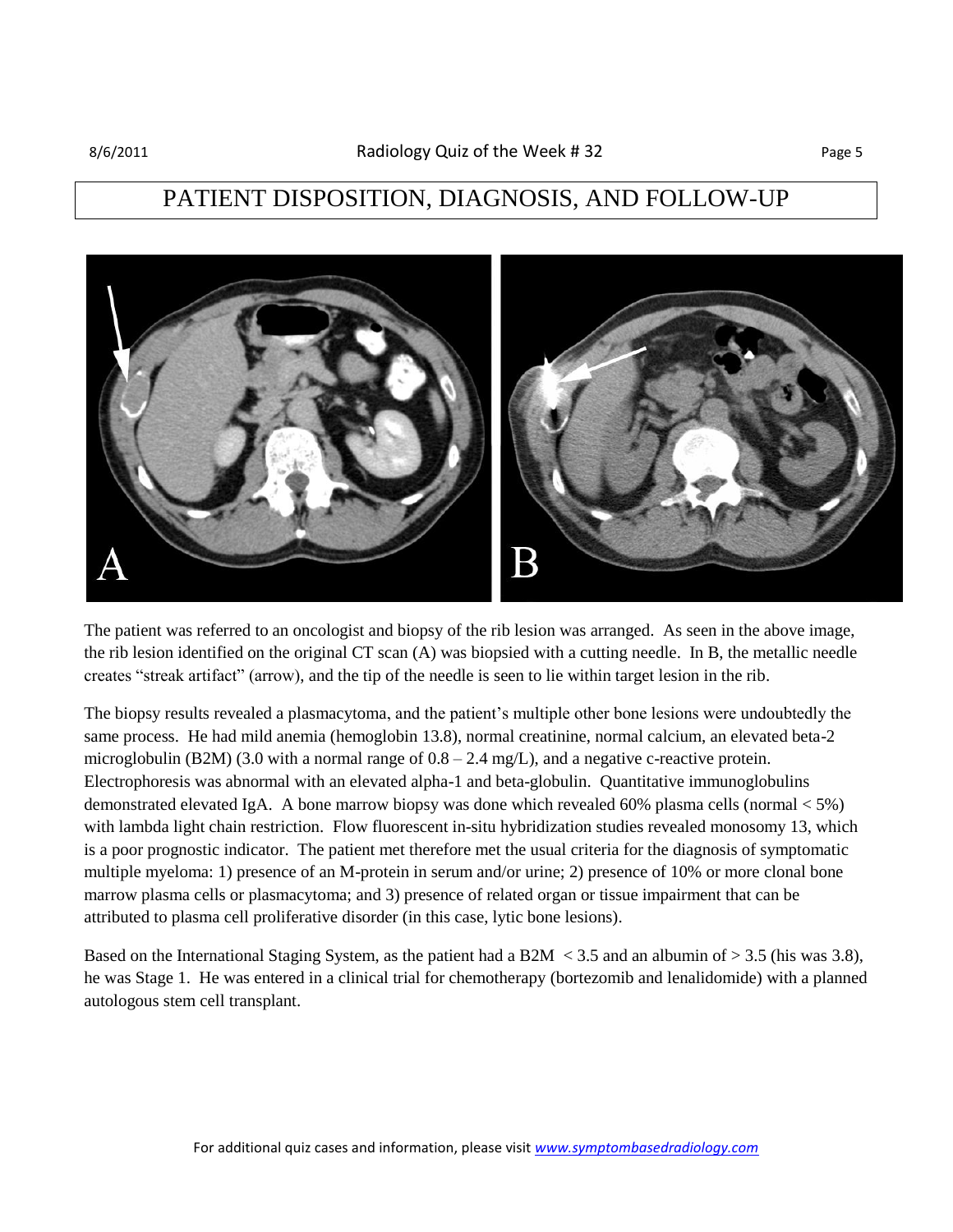# PATIENT DISPOSITION, DIAGNOSIS, AND FOLLOW-UP

The patient was referred to an oncologist and biopsy of the rib lesion was arranged. As seen in the above image, the rib lesion identified on the original CT scan (A) was biopsied with a cutting needle. In B, the metallic needle creates "streak artifact" (arrow), and the tip of the needle is seen to lie within target lesion in the rib.

The biopsy results revealed a plasmacytoma, and the patient's multiple other bone lesions were undoubtedly the same process. He had mild anemia (hemoglobin 13.8), normal creatinine, normal calcium, an elevated beta-2 microglobulin (B2M) (3.0 with a normal range of 0.8 – 2.4 mg/L), and a negative c-reactive protein. Electrophoresis was abnormal with an elevated alpha-1 and beta-globulin. Quantitative immunoglobulins demonstrated elevated IgA. A bone marrow biopsy was done which revealed 60% plasma cells (normal < 5%) with lambda light chain restriction. Flow fluorescent in-situ hybridization studies revealed monosomy 13, which is a poor prognostic indicator. The patient met therefore met the usual criteria for the diagnosis of symptomatic multiple myeloma: 1) presence of an M-protein in serum and/or urine; 2) presence of 10% or more clonal bone marrow plasma cells or plasmacytoma; and 3) presence of related organ or tissue impairment that can be attributed to plasma cell proliferative disorder (in this case, lytic bone lesions).

Based on the International Staging System, as the patient had a B2M < 3.5 and an albumin of > 3.5 (his was 3.8), he was Stage 1. He was entered in a clinical trial for chemotherapy (bortezomib and lenalidomide) with a planned autologous stem cell transplant.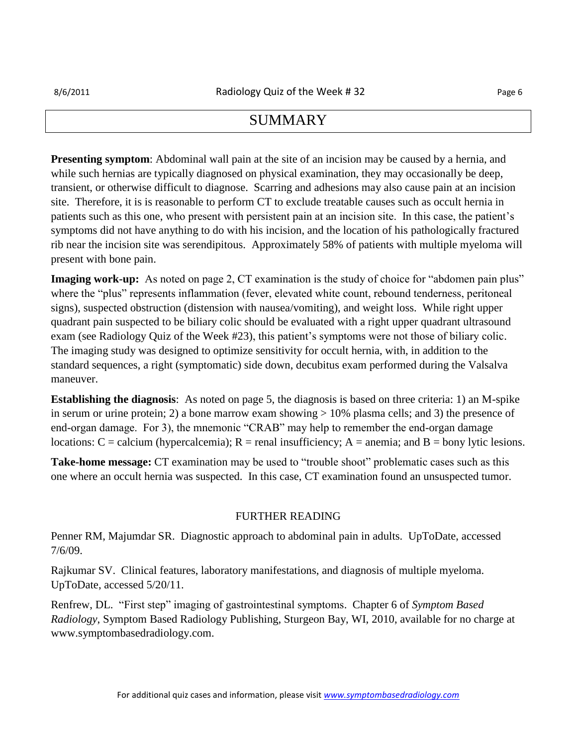# SUMMARY

**Presenting symptom**: Abdominal wall pain at the site of an incision may be caused by a hernia, and while such hernias are typically diagnosed on physical examination, they may occasionally be deep, transient, or otherwise difficult to diagnose. Scarring and adhesions may also cause pain at an incision site. Therefore, it is is reasonable to perform CT to exclude treatable causes such as occult hernia in patients such as this one, who present with persistent pain at an incision site. In this case, the patient's symptoms did not have anything to do with his incision, and the location of his pathologically fractured rib near the incision site was serendipitous. Approximately 58% of patients with multiple myeloma will present with bone pain.

**Imaging work-up:** As noted on page 2, CT examination is the study of choice for "abdomen pain plus" where the "plus" represents inflammation (fever, elevated white count, rebound tenderness, peritoneal signs), suspected obstruction (distension with nausea/vomiting), and weight loss. While right upper quadrant pain suspected to be biliary colic should be evaluated with a right upper quadrant ultrasound exam (see Radiology Quiz of the Week #23), this patient's symptoms were not those of biliary colic. The imaging study was designed to optimize sensitivity for occult hernia, with, in addition to the standard sequences, a right (symptomatic) side down, decubitus exam performed during the Valsalva maneuver.

**Establishing the diagnosis**: As noted on page 5, the diagnosis is based on three criteria: 1) an M-spike in serum or urine protein; 2) a bone marrow exam showing > 10% plasma cells; and 3) the presence of end-organ damage. For 3), the mnemonic "CRAB" may help to remember the end-organ damage locations: C = calcium (hypercalcemia); R = renal insufficiency; A = anemia; and B = bony lytic lesions.

**Take-home message:** CT examination may be used to "trouble shoot" problematic cases such as this one where an occult hernia was suspected. In this case, CT examination found an unsuspected tumor.

## FURTHER READING

Penner RM, Majumdar SR. Diagnostic approach to abdominal pain in adults. UpToDate, accessed 7/6/09.

Rajkumar SV. Clinical features, laboratory manifestations, and diagnosis of multiple myeloma. UpToDate, accessed 5/20/11.

Renfrew, DL. "First step" imaging of gastrointestinal symptoms. Chapter 6 of *Symptom Based Radiology*, Symptom Based Radiology Publishing, Sturgeon Bay, WI, 2010, available for no charge at www.symptombasedradiology.com.